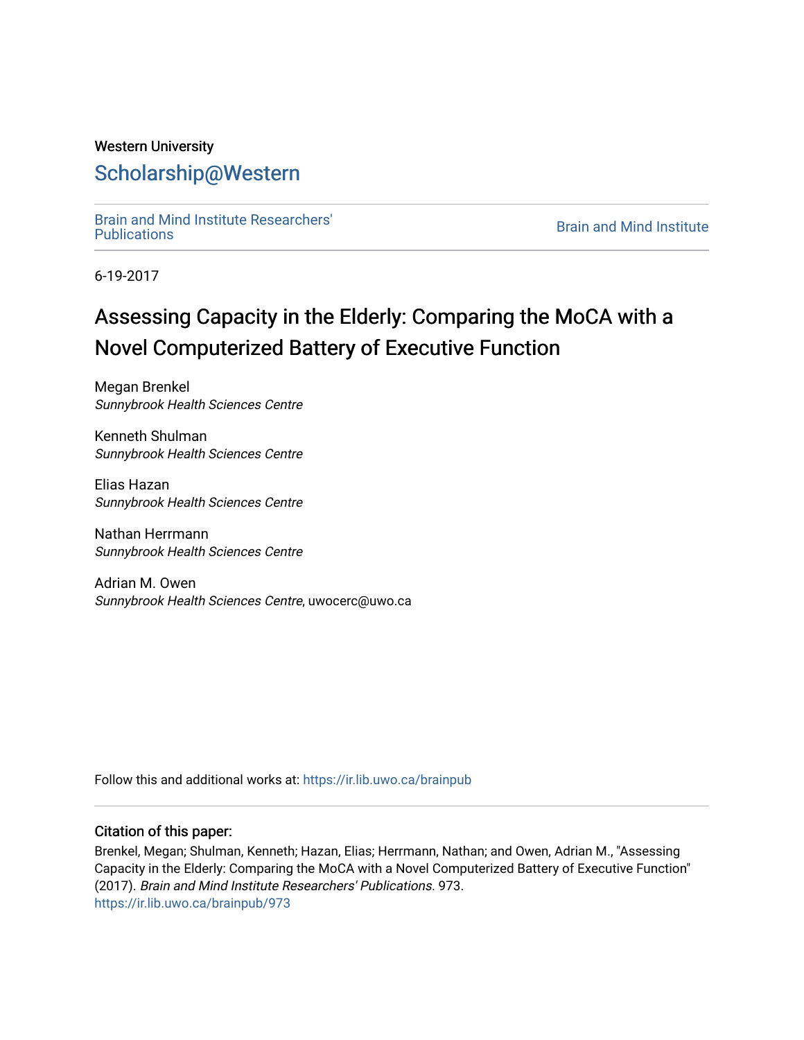Western University

# Scholarship@Western

Brain and Mind Institute Researchers' Publications

Brain and Mind Institute

6-19-2017

# Assessing Capacity in the Elderly: Comparing the MoCA with a Novel Computerized Battery of Executive Function

Megan Brenkel
*Sunnybrook Health Sciences Centre*

Kenneth Shulman
*Sunnybrook Health Sciences Centre*

Elias Hazan
*Sunnybrook Health Sciences Centre*

Nathan Herrmann
*Sunnybrook Health Sciences Centre*

Adrian M. Owen
*Sunnybrook Health Sciences Centre*, uwocerc@uwo.ca

Follow this and additional works at: https://ir.lib.uwo.ca/brainpub

### Citation of this paper:

Brenkel, Megan; Shulman, Kenneth; Hazan, Elias; Herrmann, Nathan; and Owen, Adrian M., "Assessing Capacity in the Elderly: Comparing the MoCA with a Novel Computerized Battery of Executive Function" (2017). *Brain and Mind Institute Researchers' Publications*. 973.
https://ir.lib.uwo.ca/brainpub/973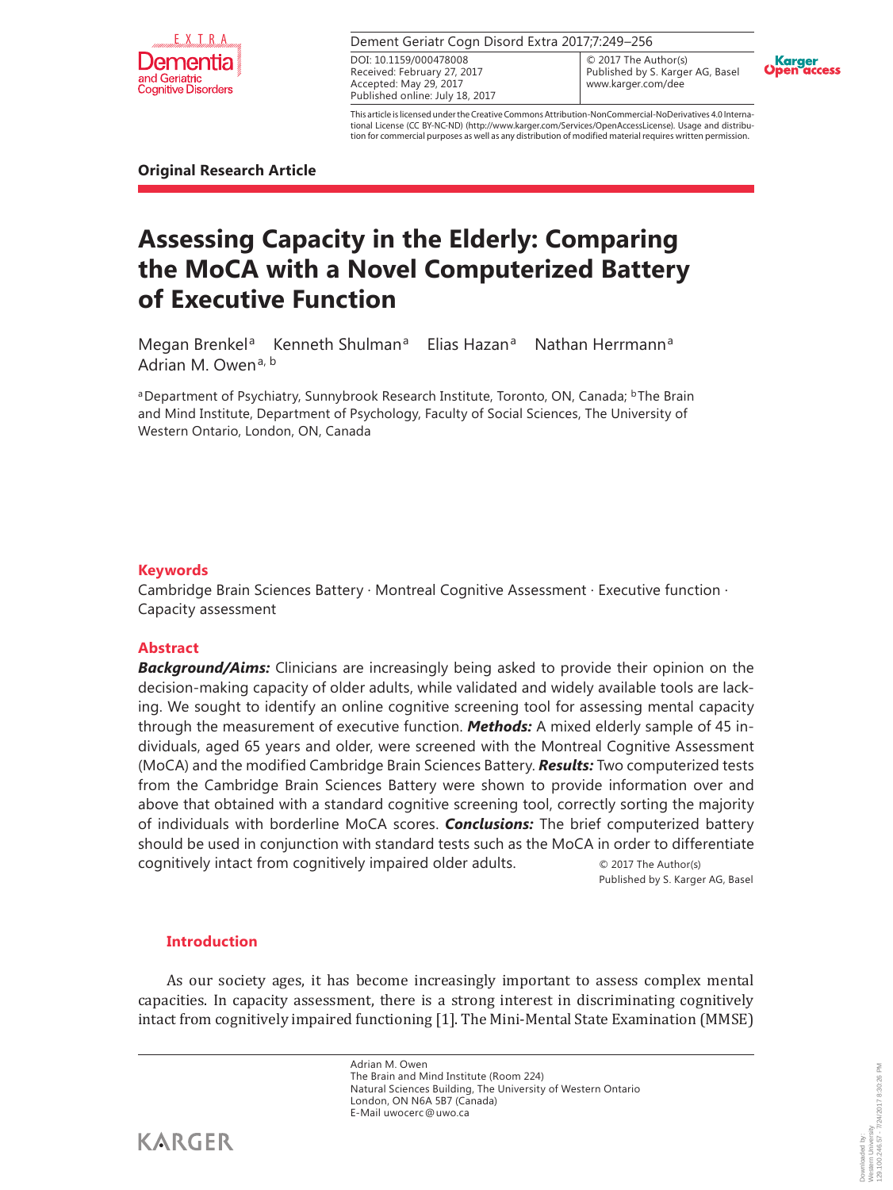**Original Research Article**

# Assessing Capacity in the Elderly: Comparing the MoCA with a Novel Computerized Battery of Executive Function

Megan Brenkel[a] Kenneth Shulman[a] Elias Hazan[a] Nathan Herrmann[a] Adrian M. Owen[a, b]

[a]Department of Psychiatry, Sunnybrook Research Institute, Toronto, ON, Canada; [b]The Brain and Mind Institute, Department of Psychology, Faculty of Social Sciences, The University of Western Ontario, London, ON, Canada

## Keywords

Cambridge Brain Sciences Battery · Montreal Cognitive Assessment · Executive function · Capacity assessment

## Abstract

***Background/Aims:*** Clinicians are increasingly being asked to provide their opinion on the decision-making capacity of older adults, while validated and widely available tools are lacking. We sought to identify an online cognitive screening tool for assessing mental capacity through the measurement of executive function. ***Methods:*** A mixed elderly sample of 45 individuals, aged 65 years and older, were screened with the Montreal Cognitive Assessment (MoCA) and the modified Cambridge Brain Sciences Battery. ***Results:*** Two computerized tests from the Cambridge Brain Sciences Battery were shown to provide information over and above that obtained with a standard cognitive screening tool, correctly sorting the majority of individuals with borderline MoCA scores. ***Conclusions:*** The brief computerized battery should be used in conjunction with standard tests such as the MoCA in order to differentiate cognitively intact from cognitively impaired older adults.

© 2017 The Author(s)
Published by S. Karger AG, Basel

## Introduction

As our society ages, it has become increasingly important to assess complex mental capacities. In capacity assessment, there is a strong interest in discriminating cognitively intact from cognitively impaired functioning [1]. The Mini-Mental State Examination (MMSE)

Adrian M. Owen
The Brain and Mind Institute (Room 224)
Natural Sciences Building, The University of Western Ontario
London, ON N6A 5B7 (Canada)
E-Mail uwocerc@uwo.ca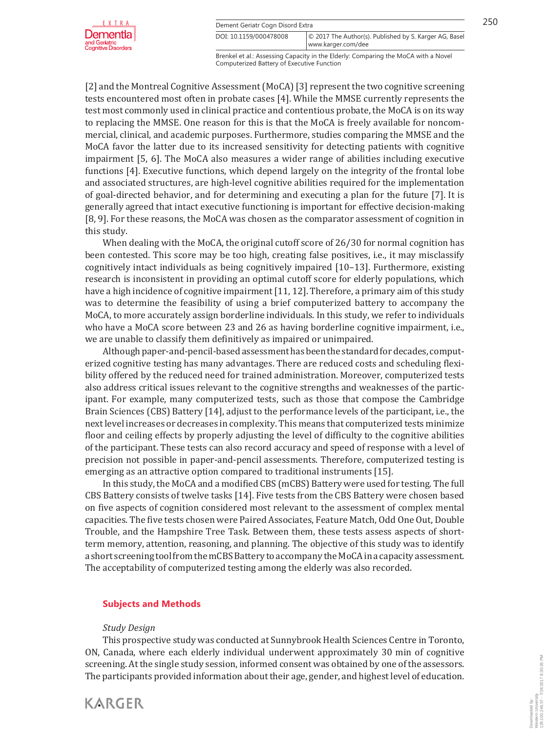[2] and the Montreal Cognitive Assessment (MoCA) [3] represent the two cognitive screening tests encountered most often in probate cases [4]. While the MMSE currently represents the test most commonly used in clinical practice and contentious probate, the MoCA is on its way to replacing the MMSE. One reason for this is that the MoCA is freely available for noncommercial, clinical, and academic purposes. Furthermore, studies comparing the MMSE and the MoCA favor the latter due to its increased sensitivity for detecting patients with cognitive impairment [5, 6]. The MoCA also measures a wider range of abilities including executive functions [4]. Executive functions, which depend largely on the integrity of the frontal lobe and associated structures, are high-level cognitive abilities required for the implementation of goal-directed behavior, and for determining and executing a plan for the future [7]. It is generally agreed that intact executive functioning is important for effective decision-making [8, 9]. For these reasons, the MoCA was chosen as the comparator assessment of cognition in this study.

When dealing with the MoCA, the original cutoff score of 26/30 for normal cognition has been contested. This score may be too high, creating false positives, i.e., it may misclassify cognitively intact individuals as being cognitively impaired [10–13]. Furthermore, existing research is inconsistent in providing an optimal cutoff score for elderly populations, which have a high incidence of cognitive impairment [11, 12]. Therefore, a primary aim of this study was to determine the feasibility of using a brief computerized battery to accompany the MoCA, to more accurately assign borderline individuals. In this study, we refer to individuals who have a MoCA score between 23 and 26 as having borderline cognitive impairment, i.e., we are unable to classify them definitively as impaired or unimpaired.

Although paper-and-pencil-based assessment has been the standard for decades, computerized cognitive testing has many advantages. There are reduced costs and scheduling flexibility offered by the reduced need for trained administration. Moreover, computerized tests also address critical issues relevant to the cognitive strengths and weaknesses of the participant. For example, many computerized tests, such as those that compose the Cambridge Brain Sciences (CBS) Battery [14], adjust to the performance levels of the participant, i.e., the next level increases or decreases in complexity. This means that computerized tests minimize floor and ceiling effects by properly adjusting the level of difficulty to the cognitive abilities of the participant. These tests can also record accuracy and speed of response with a level of precision not possible in paper-and-pencil assessments. Therefore, computerized testing is emerging as an attractive option compared to traditional instruments [15].

In this study, the MoCA and a modified CBS (mCBS) Battery were used for testing. The full CBS Battery consists of twelve tasks [14]. Five tests from the CBS Battery were chosen based on five aspects of cognition considered most relevant to the assessment of complex mental capacities. The five tests chosen were Paired Associates, Feature Match, Odd One Out, Double Trouble, and the Hampshire Tree Task. Between them, these tests assess aspects of short-term memory, attention, reasoning, and planning. The objective of this study was to identify a short screening tool from the mCBS Battery to accompany the MoCA in a capacity assessment. The acceptability of computerized testing among the elderly was also recorded.

## Subjects and Methods

### *Study Design*

This prospective study was conducted at Sunnybrook Health Sciences Centre in Toronto, ON, Canada, where each elderly individual underwent approximately 30 min of cognitive screening. At the single study session, informed consent was obtained by one of the assessors. The participants provided information about their age, gender, and highest level of education.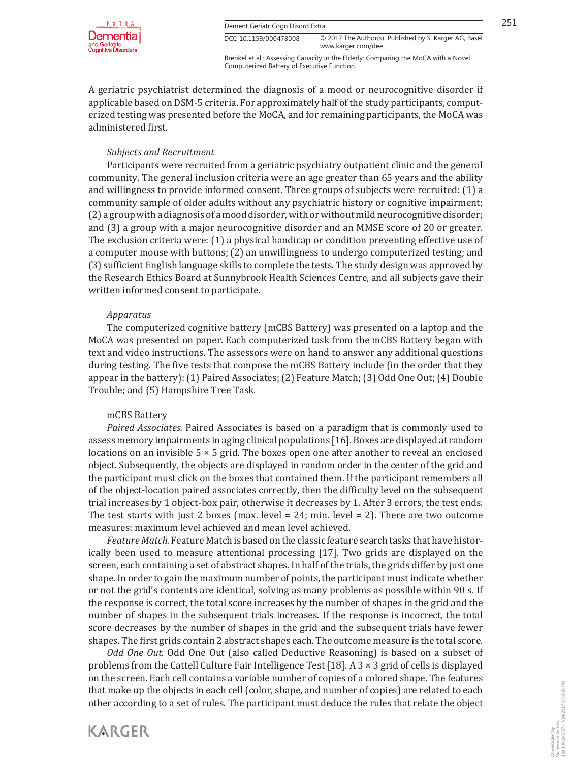A geriatric psychiatrist determined the diagnosis of a mood or neurocognitive disorder if applicable based on DSM-5 criteria. For approximately half of the study participants, computerized testing was presented before the MoCA, and for remaining participants, the MoCA was administered first.

### *Subjects and Recruitment*

Participants were recruited from a geriatric psychiatry outpatient clinic and the general community. The general inclusion criteria were an age greater than 65 years and the ability and willingness to provide informed consent. Three groups of subjects were recruited: (1) a community sample of older adults without any psychiatric history or cognitive impairment; (2) a group with a diagnosis of a mood disorder, with or without mild neurocognitive disorder; and (3) a group with a major neurocognitive disorder and an MMSE score of 20 or greater. The exclusion criteria were: (1) a physical handicap or condition preventing effective use of a computer mouse with buttons; (2) an unwillingness to undergo computerized testing; and (3) sufficient English language skills to complete the tests. The study design was approved by the Research Ethics Board at Sunnybrook Health Sciences Centre, and all subjects gave their written informed consent to participate.

### *Apparatus*

The computerized cognitive battery (mCBS Battery) was presented on a laptop and the MoCA was presented on paper. Each computerized task from the mCBS Battery began with text and video instructions. The assessors were on hand to answer any additional questions during testing. The five tests that compose the mCBS Battery include (in the order that they appear in the battery): (1) Paired Associates; (2) Feature Match; (3) Odd One Out; (4) Double Trouble; and (5) Hampshire Tree Task.

### mCBS Battery

*Paired Associates.* Paired Associates is based on a paradigm that is commonly used to assess memory impairments in aging clinical populations [16]. Boxes are displayed at random locations on an invisible 5 × 5 grid. The boxes open one after another to reveal an enclosed object. Subsequently, the objects are displayed in random order in the center of the grid and the participant must click on the boxes that contained them. If the participant remembers all of the object-location paired associates correctly, then the difficulty level on the subsequent trial increases by 1 object-box pair, otherwise it decreases by 1. After 3 errors, the test ends. The test starts with just 2 boxes (max. level = 24; min. level = 2). There are two outcome measures: maximum level achieved and mean level achieved.

*Feature Match.* Feature Match is based on the classic feature search tasks that have historically been used to measure attentional processing [17]. Two grids are displayed on the screen, each containing a set of abstract shapes. In half of the trials, the grids differ by just one shape. In order to gain the maximum number of points, the participant must indicate whether or not the grid's contents are identical, solving as many problems as possible within 90 s. If the response is correct, the total score increases by the number of shapes in the grid and the number of shapes in the subsequent trials increases. If the response is incorrect, the total score decreases by the number of shapes in the grid and the subsequent trials have fewer shapes. The first grids contain 2 abstract shapes each. The outcome measure is the total score.

*Odd One Out.* Odd One Out (also called Deductive Reasoning) is based on a subset of problems from the Cattell Culture Fair Intelligence Test [18]. A 3 × 3 grid of cells is displayed on the screen. Each cell contains a variable number of copies of a colored shape. The features that make up the objects in each cell (color, shape, and number of copies) are related to each other according to a set of rules. The participant must deduce the rules that relate the object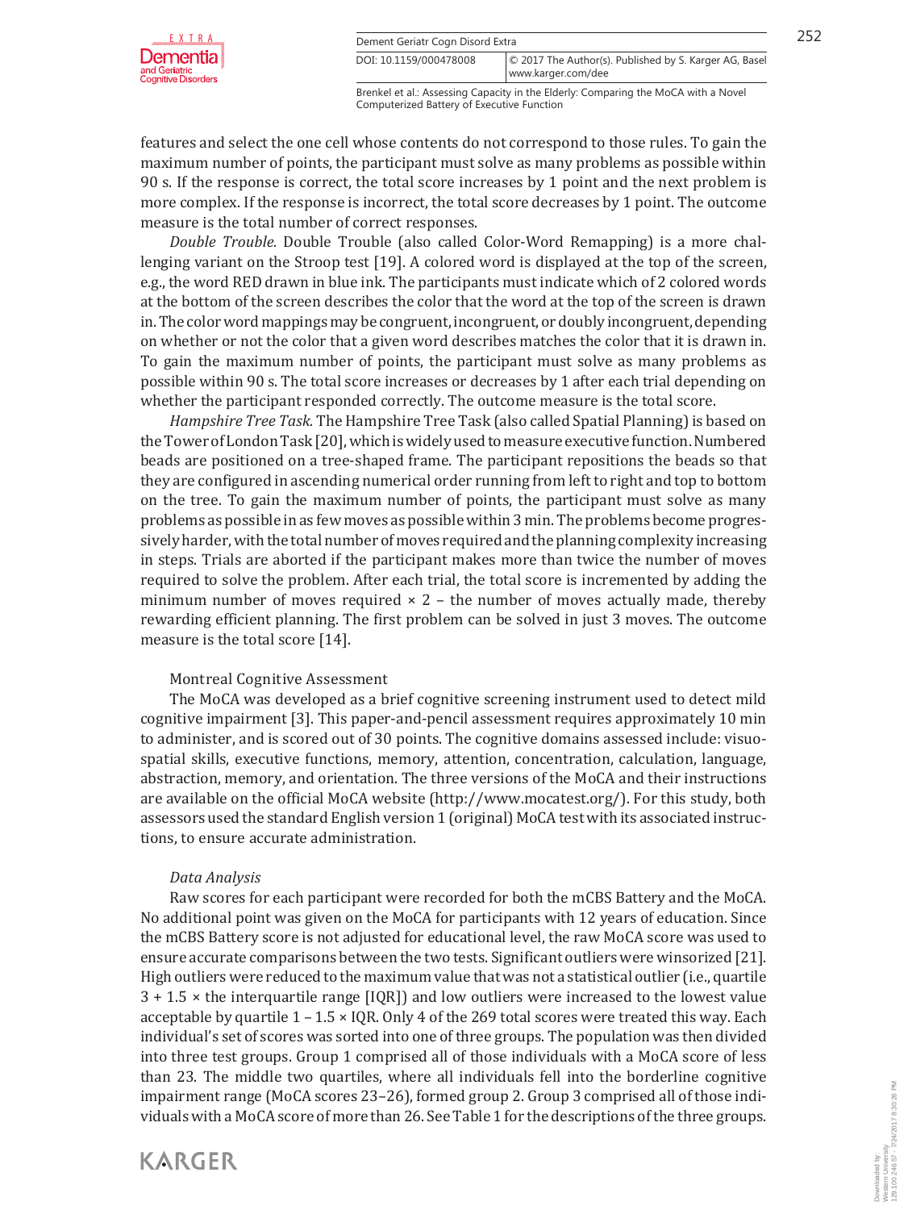features and select the one cell whose contents do not correspond to those rules. To gain the maximum number of points, the participant must solve as many problems as possible within 90 s. If the response is correct, the total score increases by 1 point and the next problem is more complex. If the response is incorrect, the total score decreases by 1 point. The outcome measure is the total number of correct responses.

*Double Trouble.* Double Trouble (also called Color-Word Remapping) is a more challenging variant on the Stroop test [19]. A colored word is displayed at the top of the screen, e.g., the word RED drawn in blue ink. The participants must indicate which of 2 colored words at the bottom of the screen describes the color that the word at the top of the screen is drawn in. The color word mappings may be congruent, incongruent, or doubly incongruent, depending on whether or not the color that a given word describes matches the color that it is drawn in. To gain the maximum number of points, the participant must solve as many problems as possible within 90 s. The total score increases or decreases by 1 after each trial depending on whether the participant responded correctly. The outcome measure is the total score.

*Hampshire Tree Task.* The Hampshire Tree Task (also called Spatial Planning) is based on the Tower of London Task [20], which is widely used to measure executive function. Numbered beads are positioned on a tree-shaped frame. The participant repositions the beads so that they are configured in ascending numerical order running from left to right and top to bottom on the tree. To gain the maximum number of points, the participant must solve as many problems as possible in as few moves as possible within 3 min. The problems become progressively harder, with the total number of moves required and the planning complexity increasing in steps. Trials are aborted if the participant makes more than twice the number of moves required to solve the problem. After each trial, the total score is incremented by adding the minimum number of moves required × 2 – the number of moves actually made, thereby rewarding efficient planning. The first problem can be solved in just 3 moves. The outcome measure is the total score [14].

Montreal Cognitive Assessment

The MoCA was developed as a brief cognitive screening instrument used to detect mild cognitive impairment [3]. This paper-and-pencil assessment requires approximately 10 min to administer, and is scored out of 30 points. The cognitive domains assessed include: visuospatial skills, executive functions, memory, attention, concentration, calculation, language, abstraction, memory, and orientation. The three versions of the MoCA and their instructions are available on the official MoCA website (http://www.mocatest.org/). For this study, both assessors used the standard English version 1 (original) MoCA test with its associated instructions, to ensure accurate administration.

*Data Analysis*

Raw scores for each participant were recorded for both the mCBS Battery and the MoCA. No additional point was given on the MoCA for participants with 12 years of education. Since the mCBS Battery score is not adjusted for educational level, the raw MoCA score was used to ensure accurate comparisons between the two tests. Significant outliers were winsorized [21]. High outliers were reduced to the maximum value that was not a statistical outlier (i.e., quartile 3 + 1.5 × the interquartile range [IQR]) and low outliers were increased to the lowest value acceptable by quartile 1 – 1.5 × IQR. Only 4 of the 269 total scores were treated this way. Each individual's set of scores was sorted into one of three groups. The population was then divided into three test groups. Group 1 comprised all of those individuals with a MoCA score of less than 23. The middle two quartiles, where all individuals fell into the borderline cognitive impairment range (MoCA scores 23–26), formed group 2. Group 3 comprised all of those individuals with a MoCA score of more than 26. See Table 1 for the descriptions of the three groups.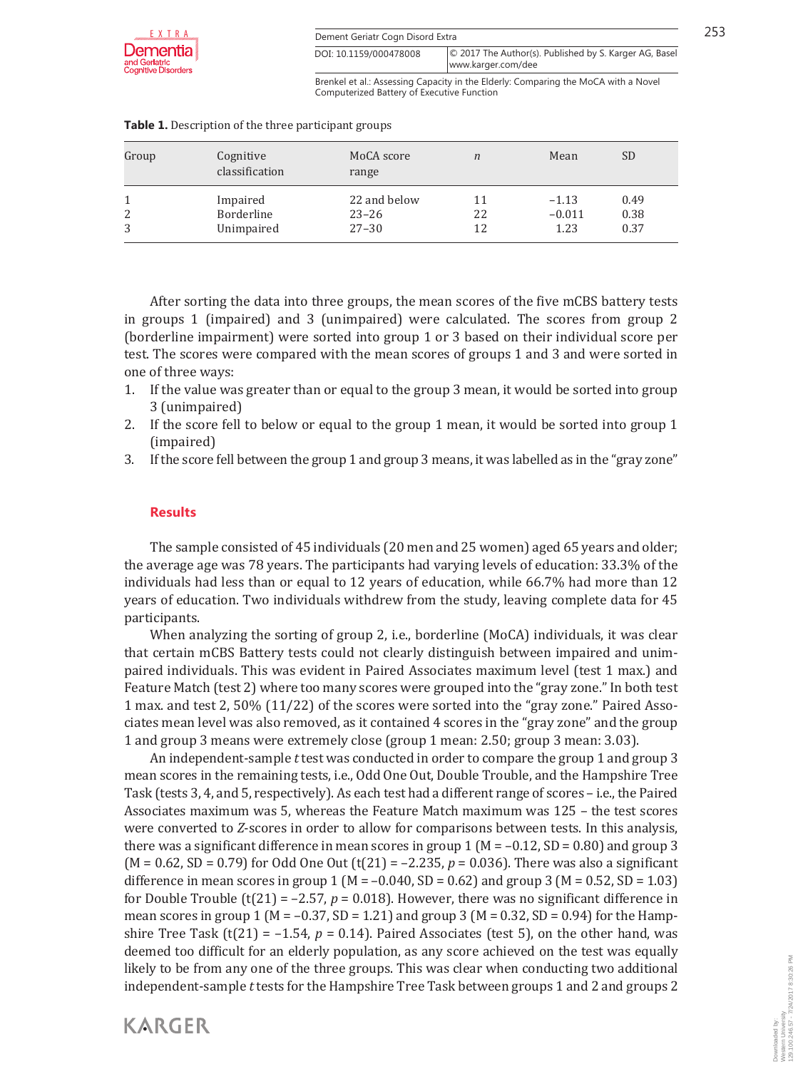**Table 1.** Description of the three participant groups

| Group | Cognitive classification | MoCA score range | *n* | Mean | SD |
|---|---|---|---|---|---|
| 1 | Impaired | 22 and below | 11 | –1.13 | 0.49 |
| 2 | Borderline | 23–26 | 22 | –0.011 | 0.38 |
| 3 | Unimpaired | 27–30 | 12 | 1.23 | 0.37 |

After sorting the data into three groups, the mean scores of the five mCBS battery tests in groups 1 (impaired) and 3 (unimpaired) were calculated. The scores from group 2 (borderline impairment) were sorted into group 1 or 3 based on their individual score per test. The scores were compared with the mean scores of groups 1 and 3 and were sorted in one of three ways:

1. If the value was greater than or equal to the group 3 mean, it would be sorted into group 3 (unimpaired)
2. If the score fell to below or equal to the group 1 mean, it would be sorted into group 1 (impaired)
3. If the score fell between the group 1 and group 3 means, it was labelled as in the "gray zone"

## Results

The sample consisted of 45 individuals (20 men and 25 women) aged 65 years and older; the average age was 78 years. The participants had varying levels of education: 33.3% of the individuals had less than or equal to 12 years of education, while 66.7% had more than 12 years of education. Two individuals withdrew from the study, leaving complete data for 45 participants.

When analyzing the sorting of group 2, i.e., borderline (MoCA) individuals, it was clear that certain mCBS Battery tests could not clearly distinguish between impaired and unimpaired individuals. This was evident in Paired Associates maximum level (test 1 max.) and Feature Match (test 2) where too many scores were grouped into the "gray zone." In both test 1 max. and test 2, 50% (11/22) of the scores were sorted into the "gray zone." Paired Associates mean level was also removed, as it contained 4 scores in the "gray zone" and the group 1 and group 3 means were extremely close (group 1 mean: 2.50; group 3 mean: 3.03).

An independent-sample *t* test was conducted in order to compare the group 1 and group 3 mean scores in the remaining tests, i.e., Odd One Out, Double Trouble, and the Hampshire Tree Task (tests 3, 4, and 5, respectively). As each test had a different range of scores – i.e., the Paired Associates maximum was 5, whereas the Feature Match maximum was 125 – the test scores were converted to *Z*-scores in order to allow for comparisons between tests. In this analysis, there was a significant difference in mean scores in group 1 (M = –0.12, SD = 0.80) and group 3 (M = 0.62, SD = 0.79) for Odd One Out ($t(21) = -2.235$, $p = 0.036$). There was also a significant difference in mean scores in group 1 (M = –0.040, SD = 0.62) and group 3 (M = 0.52, SD = 1.03) for Double Trouble ($t(21) = -2.57$, $p = 0.018$). However, there was no significant difference in mean scores in group 1 (M = –0.37, SD = 1.21) and group 3 (M = 0.32, SD = 0.94) for the Hampshire Tree Task ($t(21) = -1.54$, $p = 0.14$). Paired Associates (test 5), on the other hand, was deemed too difficult for an elderly population, as any score achieved on the test was equally likely to be from any one of the three groups. This was clear when conducting two additional independent-sample *t* tests for the Hampshire Tree Task between groups 1 and 2 and groups 2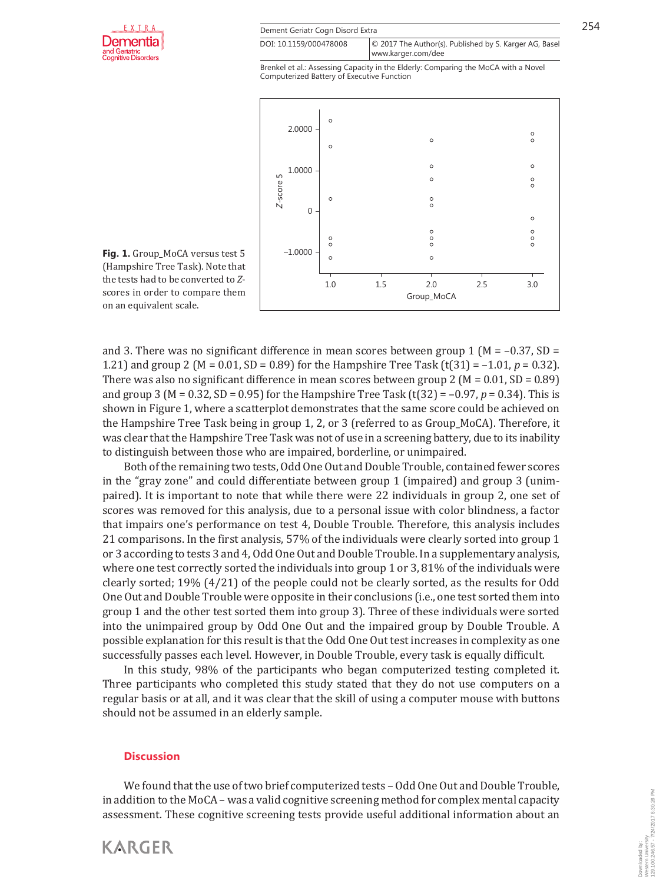**Fig. 1.** Group_MoCA versus test 5 (Hampshire Tree Task). Note that the tests had to be converted to *Z*-scores in order to compare them on an equivalent scale.

and 3. There was no significant difference in mean scores between group 1 (M = –0.37, SD = 1.21) and group 2 (M = 0.01, SD = 0.89) for the Hampshire Tree Task (t(31) = –1.01, $p = 0.32$). There was also no significant difference in mean scores between group 2 (M = 0.01, SD = 0.89) and group 3 (M = 0.32, SD = 0.95) for the Hampshire Tree Task (t(32) = –0.97, $p = 0.34$). This is shown in Figure 1, where a scatterplot demonstrates that the same score could be achieved on the Hampshire Tree Task being in group 1, 2, or 3 (referred to as Group_MoCA). Therefore, it was clear that the Hampshire Tree Task was not of use in a screening battery, due to its inability to distinguish between those who are impaired, borderline, or unimpaired.

Both of the remaining two tests, Odd One Out and Double Trouble, contained fewer scores in the "gray zone" and could differentiate between group 1 (impaired) and group 3 (unimpaired). It is important to note that while there were 22 individuals in group 2, one set of scores was removed for this analysis, due to a personal issue with color blindness, a factor that impairs one's performance on test 4, Double Trouble. Therefore, this analysis includes 21 comparisons. In the first analysis, 57% of the individuals were clearly sorted into group 1 or 3 according to tests 3 and 4, Odd One Out and Double Trouble. In a supplementary analysis, where one test correctly sorted the individuals into group 1 or 3, 81% of the individuals were clearly sorted; 19% (4/21) of the people could not be clearly sorted, as the results for Odd One Out and Double Trouble were opposite in their conclusions (i.e., one test sorted them into group 1 and the other test sorted them into group 3). Three of these individuals were sorted into the unimpaired group by Odd One Out and the impaired group by Double Trouble. A possible explanation for this result is that the Odd One Out test increases in complexity as one successfully passes each level. However, in Double Trouble, every task is equally difficult.

In this study, 98% of the participants who began computerized testing completed it. Three participants who completed this study stated that they do not use computers on a regular basis or at all, and it was clear that the skill of using a computer mouse with buttons should not be assumed in an elderly sample.

## Discussion

We found that the use of two brief computerized tests – Odd One Out and Double Trouble, in addition to the MoCA – was a valid cognitive screening method for complex mental capacity assessment. These cognitive screening tests provide useful additional information about an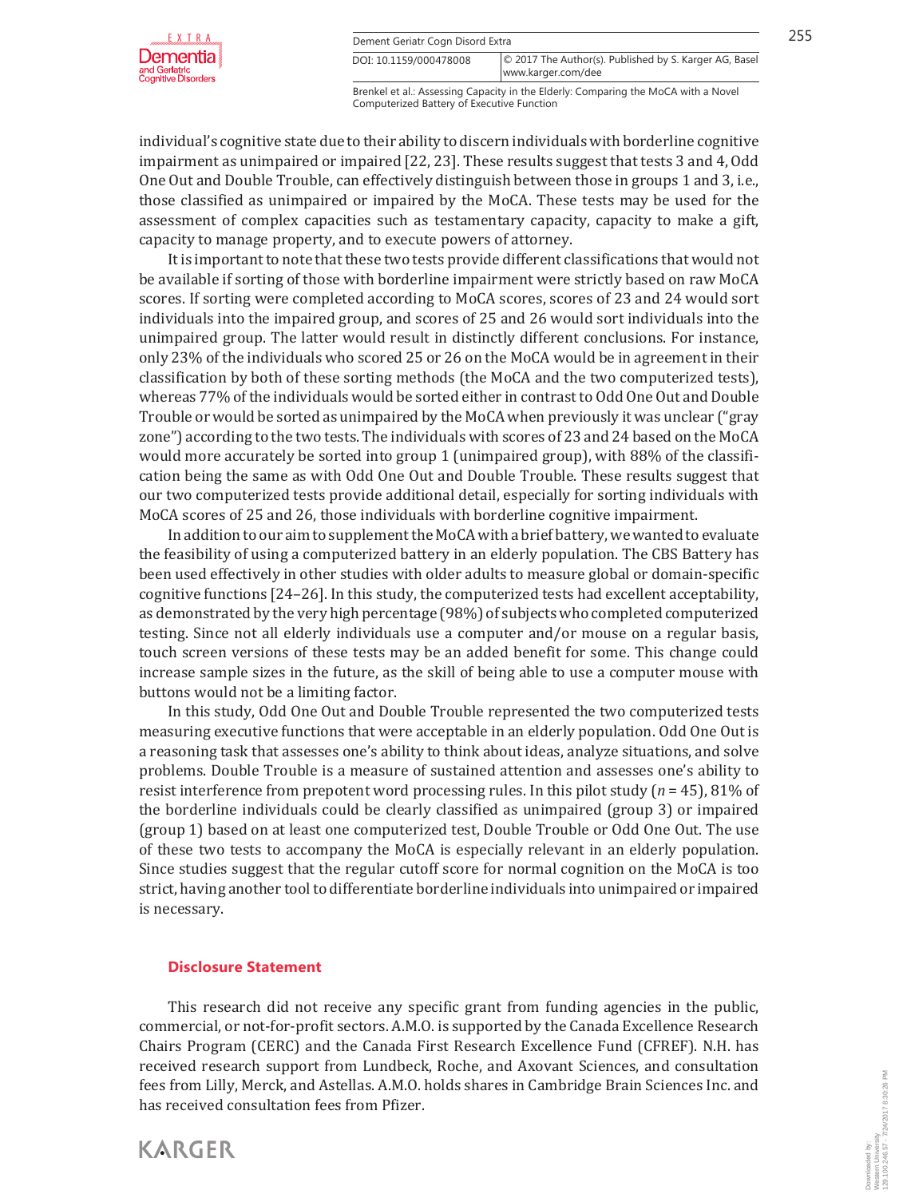individual's cognitive state due to their ability to discern individuals with borderline cognitive impairment as unimpaired or impaired [22, 23]. These results suggest that tests 3 and 4, Odd One Out and Double Trouble, can effectively distinguish between those in groups 1 and 3, i.e., those classified as unimpaired or impaired by the MoCA. These tests may be used for the assessment of complex capacities such as testamentary capacity, capacity to make a gift, capacity to manage property, and to execute powers of attorney.

It is important to note that these two tests provide different classifications that would not be available if sorting of those with borderline impairment were strictly based on raw MoCA scores. If sorting were completed according to MoCA scores, scores of 23 and 24 would sort individuals into the impaired group, and scores of 25 and 26 would sort individuals into the unimpaired group. The latter would result in distinctly different conclusions. For instance, only 23% of the individuals who scored 25 or 26 on the MoCA would be in agreement in their classification by both of these sorting methods (the MoCA and the two computerized tests), whereas 77% of the individuals would be sorted either in contrast to Odd One Out and Double Trouble or would be sorted as unimpaired by the MoCA when previously it was unclear ("gray zone") according to the two tests. The individuals with scores of 23 and 24 based on the MoCA would more accurately be sorted into group 1 (unimpaired group), with 88% of the classification being the same as with Odd One Out and Double Trouble. These results suggest that our two computerized tests provide additional detail, especially for sorting individuals with MoCA scores of 25 and 26, those individuals with borderline cognitive impairment.

In addition to our aim to supplement the MoCA with a brief battery, we wanted to evaluate the feasibility of using a computerized battery in an elderly population. The CBS Battery has been used effectively in other studies with older adults to measure global or domain-specific cognitive functions [24–26]. In this study, the computerized tests had excellent acceptability, as demonstrated by the very high percentage (98%) of subjects who completed computerized testing. Since not all elderly individuals use a computer and/or mouse on a regular basis, touch screen versions of these tests may be an added benefit for some. This change could increase sample sizes in the future, as the skill of being able to use a computer mouse with buttons would not be a limiting factor.

In this study, Odd One Out and Double Trouble represented the two computerized tests measuring executive functions that were acceptable in an elderly population. Odd One Out is a reasoning task that assesses one's ability to think about ideas, analyze situations, and solve problems. Double Trouble is a measure of sustained attention and assesses one's ability to resist interference from prepotent word processing rules. In this pilot study ($n = 45$), 81% of the borderline individuals could be clearly classified as unimpaired (group 3) or impaired (group 1) based on at least one computerized test, Double Trouble or Odd One Out. The use of these two tests to accompany the MoCA is especially relevant in an elderly population. Since studies suggest that the regular cutoff score for normal cognition on the MoCA is too strict, having another tool to differentiate borderline individuals into unimpaired or impaired is necessary.

## Disclosure Statement

This research did not receive any specific grant from funding agencies in the public, commercial, or not-for-profit sectors. A.M.O. is supported by the Canada Excellence Research Chairs Program (CERC) and the Canada First Research Excellence Fund (CFREF). N.H. has received research support from Lundbeck, Roche, and Axovant Sciences, and consultation fees from Lilly, Merck, and Astellas. A.M.O. holds shares in Cambridge Brain Sciences Inc. and has received consultation fees from Pfizer.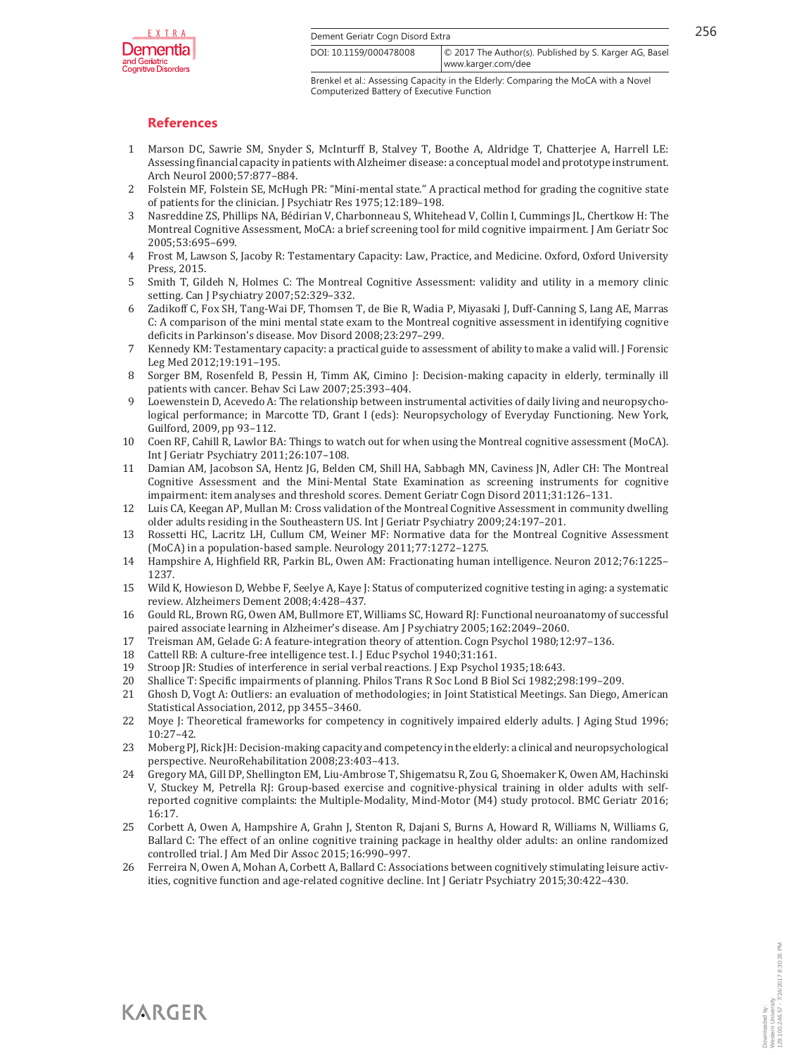## References

1. Marson DC, Sawrie SM, Snyder S, McInturff B, Stalvey T, Boothe A, Aldridge T, Chatterjee A, Harrell LE: Assessing financial capacity in patients with Alzheimer disease: a conceptual model and prototype instrument. Arch Neurol 2000;57:877–884.
2. Folstein MF, Folstein SE, McHugh PR: "Mini-mental state." A practical method for grading the cognitive state of patients for the clinician. J Psychiatr Res 1975;12:189–198.
3. Nasreddine ZS, Phillips NA, Bédirian V, Charbonneau S, Whitehead V, Collin I, Cummings JL, Chertkow H: The Montreal Cognitive Assessment, MoCA: a brief screening tool for mild cognitive impairment. J Am Geriatr Soc 2005;53:695–699.
4. Frost M, Lawson S, Jacoby R: Testamentary Capacity: Law, Practice, and Medicine. Oxford, Oxford University Press, 2015.
5. Smith T, Gildeh N, Holmes C: The Montreal Cognitive Assessment: validity and utility in a memory clinic setting. Can J Psychiatry 2007;52:329–332.
6. Zadikoff C, Fox SH, Tang-Wai DF, Thomsen T, de Bie R, Wadia P, Miyasaki J, Duff-Canning S, Lang AE, Marras C: A comparison of the mini mental state exam to the Montreal cognitive assessment in identifying cognitive deficits in Parkinson's disease. Mov Disord 2008;23:297–299.
7. Kennedy KM: Testamentary capacity: a practical guide to assessment of ability to make a valid will. J Forensic Leg Med 2012;19:191–195.
8. Sorger BM, Rosenfeld B, Pessin H, Timm AK, Cimino J: Decision-making capacity in elderly, terminally ill patients with cancer. Behav Sci Law 2007;25:393–404.
9. Loewenstein D, Acevedo A: The relationship between instrumental activities of daily living and neuropsychological performance; in Marcotte TD, Grant I (eds): Neuropsychology of Everyday Functioning. New York, Guilford, 2009, pp 93–112.
10. Coen RF, Cahill R, Lawlor BA: Things to watch out for when using the Montreal cognitive assessment (MoCA). Int J Geriatr Psychiatry 2011;26:107–108.
11. Damian AM, Jacobson SA, Hentz JG, Belden CM, Shill HA, Sabbagh MN, Caviness JN, Adler CH: The Montreal Cognitive Assessment and the Mini-Mental State Examination as screening instruments for cognitive impairment: item analyses and threshold scores. Dement Geriatr Cogn Disord 2011;31:126–131.
12. Luis CA, Keegan AP, Mullan M: Cross validation of the Montreal Cognitive Assessment in community dwelling older adults residing in the Southeastern US. Int J Geriatr Psychiatry 2009;24:197–201.
13. Rossetti HC, Lacritz LH, Cullum CM, Weiner MF: Normative data for the Montreal Cognitive Assessment (MoCA) in a population-based sample. Neurology 2011;77:1272–1275.
14. Hampshire A, Highfield RR, Parkin BL, Owen AM: Fractionating human intelligence. Neuron 2012;76:1225–1237.
15. Wild K, Howieson D, Webbe F, Seelye A, Kaye J: Status of computerized cognitive testing in aging: a systematic review. Alzheimers Dement 2008;4:428–437.
16. Gould RL, Brown RG, Owen AM, Bullmore ET, Williams SC, Howard RJ: Functional neuroanatomy of successful paired associate learning in Alzheimer's disease. Am J Psychiatry 2005;162:2049–2060.
17. Treisman AM, Gelade G: A feature-integration theory of attention. Cogn Psychol 1980;12:97–136.
18. Cattell RB: A culture-free intelligence test. I. J Educ Psychol 1940;31:161.
19. Stroop JR: Studies of interference in serial verbal reactions. J Exp Psychol 1935;18:643.
20. Shallice T: Specific impairments of planning. Philos Trans R Soc Lond B Biol Sci 1982;298:199–209.
21. Ghosh D, Vogt A: Outliers: an evaluation of methodologies; in Joint Statistical Meetings. San Diego, American Statistical Association, 2012, pp 3455–3460.
22. Moye J: Theoretical frameworks for competency in cognitively impaired elderly adults. J Aging Stud 1996;10:27–42.
23. Moberg PJ, Rick JH: Decision-making capacity and competency in the elderly: a clinical and neuropsychological perspective. NeuroRehabilitation 2008;23:403–413.
24. Gregory MA, Gill DP, Shellington EM, Liu-Ambrose T, Shigematsu R, Zou G, Shoemaker K, Owen AM, Hachinski V, Stuckey M, Petrella RJ: Group-based exercise and cognitive-physical training in older adults with self-reported cognitive complaints: the Multiple-Modality, Mind-Motor (M4) study protocol. BMC Geriatr 2016;16:17.
25. Corbett A, Owen A, Hampshire A, Grahn J, Stenton R, Dajani S, Burns A, Howard R, Williams N, Williams G, Ballard C: The effect of an online cognitive training package in healthy older adults: an online randomized controlled trial. J Am Med Dir Assoc 2015;16:990–997.
26. Ferreira N, Owen A, Mohan A, Corbett A, Ballard C: Associations between cognitively stimulating leisure activities, cognitive function and age-related cognitive decline. Int J Geriatr Psychiatry 2015;30:422–430.